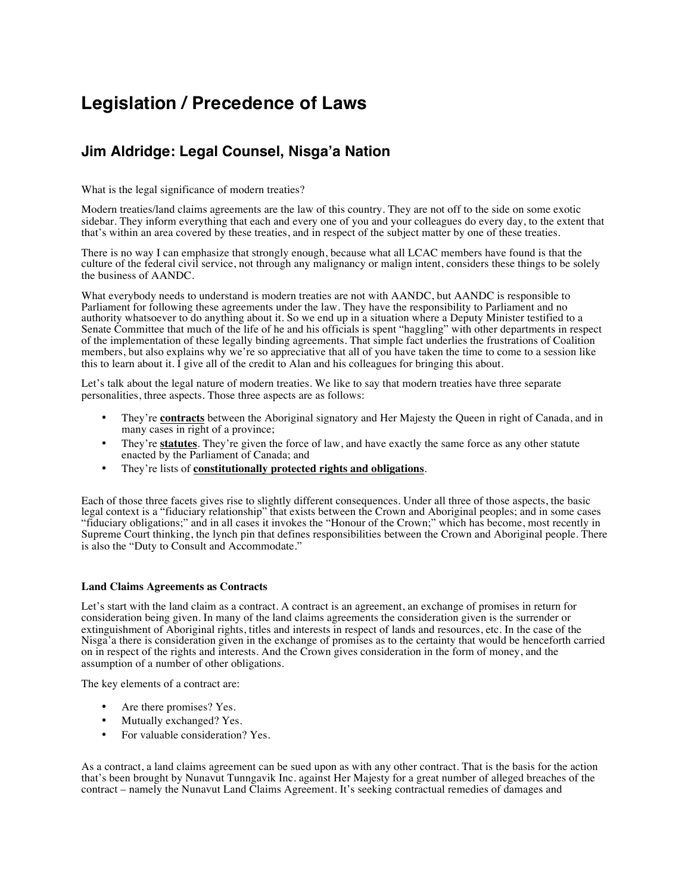# Legislation / Precedence of Laws

## Jim Aldridge: Legal Counsel, Nisga'a Nation

What is the legal significance of modern treaties?

Modern treaties/land claims agreements are the law of this country. They are not off to the side on some exotic sidebar. They inform everything that each and every one of you and your colleagues do every day, to the extent that that's within an area covered by these treaties, and in respect of the subject matter by one of these treaties.

There is no way I can emphasize that strongly enough, because what all LCAC members have found is that the culture of the federal civil service, not through any malignancy or malign intent, considers these things to be solely the business of AANDC.

What everybody needs to understand is modern treaties are not with AANDC, but AANDC is responsible to Parliament for following these agreements under the law. They have the responsibility to Parliament and no authority whatsoever to do anything about it. So we end up in a situation where a Deputy Minister testified to a Senate Committee that much of the life of he and his officials is spent "haggling" with other departments in respect of the implementation of these legally binding agreements. That simple fact underlies the frustrations of Coalition members, but also explains why we're so appreciative that all of you have taken the time to come to a session like this to learn about it. I give all of the credit to Alan and his colleagues for bringing this about.

Let's talk about the legal nature of modern treaties. We like to say that modern treaties have three separate personalities, three aspects. Those three aspects are as follows:

- They're **contracts** between the Aboriginal signatory and Her Majesty the Queen in right of Canada, and in many cases in right of a province;
- They're **statutes**. They're given the force of law, and have exactly the same force as any other statute enacted by the Parliament of Canada; and
- They're lists of **constitutionally protected rights and obligations**.

Each of those three facets gives rise to slightly different consequences. Under all three of those aspects, the basic legal context is a "fiduciary relationship" that exists between the Crown and Aboriginal peoples; and in some cases "fiduciary obligations;" and in all cases it invokes the "Honour of the Crown;" which has become, most recently in Supreme Court thinking, the lynch pin that defines responsibilities between the Crown and Aboriginal people. There is also the "Duty to Consult and Accommodate."

**Land Claims Agreements as Contracts**

Let's start with the land claim as a contract. A contract is an agreement, an exchange of promises in return for consideration being given. In many of the land claims agreements the consideration given is the surrender or extinguishment of Aboriginal rights, titles and interests in respect of lands and resources, etc. In the case of the Nisga'a there is consideration given in the exchange of promises as to the certainty that would be henceforth carried on in respect of the rights and interests. And the Crown gives consideration in the form of money, and the assumption of a number of other obligations.

The key elements of a contract are:

- Are there promises? Yes.
- Mutually exchanged? Yes.
- For valuable consideration? Yes.

As a contract, a land claims agreement can be sued upon as with any other contract. That is the basis for the action that's been brought by Nunavut Tunngavik Inc. against Her Majesty for a great number of alleged breaches of the contract – namely the Nunavut Land Claims Agreement. It's seeking contractual remedies of damages and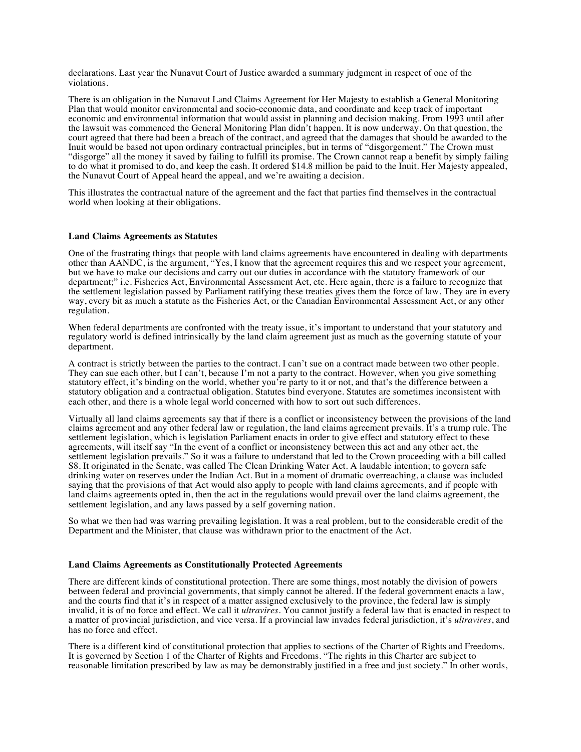declarations. Last year the Nunavut Court of Justice awarded a summary judgment in respect of one of the violations.

There is an obligation in the Nunavut Land Claims Agreement for Her Majesty to establish a General Monitoring Plan that would monitor environmental and socio-economic data, and coordinate and keep track of important economic and environmental information that would assist in planning and decision making. From 1993 until after the lawsuit was commenced the General Monitoring Plan didn't happen. It is now underway. On that question, the court agreed that there had been a breach of the contract, and agreed that the damages that should be awarded to the Inuit would be based not upon ordinary contractual principles, but in terms of "disgorgement." The Crown must "disgorge" all the money it saved by failing to fulfill its promise. The Crown cannot reap a benefit by simply failing to do what it promised to do, and keep the cash. It ordered $14.8 million be paid to the Inuit. Her Majesty appealed, the Nunavut Court of Appeal heard the appeal, and we're awaiting a decision.

This illustrates the contractual nature of the agreement and the fact that parties find themselves in the contractual world when looking at their obligations.

**Land Claims Agreements as Statutes**

One of the frustrating things that people with land claims agreements have encountered in dealing with departments other than AANDC, is the argument, "Yes, I know that the agreement requires this and we respect your agreement, but we have to make our decisions and carry out our duties in accordance with the statutory framework of our department;" i.e. Fisheries Act, Environmental Assessment Act, etc. Here again, there is a failure to recognize that the settlement legislation passed by Parliament ratifying these treaties gives them the force of law. They are in every way, every bit as much a statute as the Fisheries Act, or the Canadian Environmental Assessment Act, or any other regulation.

When federal departments are confronted with the treaty issue, it's important to understand that your statutory and regulatory world is defined intrinsically by the land claim agreement just as much as the governing statute of your department.

A contract is strictly between the parties to the contract. I can't sue on a contract made between two other people. They can sue each other, but I can't, because I'm not a party to the contract. However, when you give something statutory effect, it's binding on the world, whether you're party to it or not, and that's the difference between a statutory obligation and a contractual obligation. Statutes bind everyone. Statutes are sometimes inconsistent with each other, and there is a whole legal world concerned with how to sort out such differences.

Virtually all land claims agreements say that if there is a conflict or inconsistency between the provisions of the land claims agreement and any other federal law or regulation, the land claims agreement prevails. It's a trump rule. The settlement legislation, which is legislation Parliament enacts in order to give effect and statutory effect to these agreements, will itself say "In the event of a conflict or inconsistency between this act and any other act, the settlement legislation prevails." So it was a failure to understand that led to the Crown proceeding with a bill called S8. It originated in the Senate, was called The Clean Drinking Water Act. A laudable intention; to govern safe drinking water on reserves under the Indian Act. But in a moment of dramatic overreaching, a clause was included saying that the provisions of that Act would also apply to people with land claims agreements, and if people with land claims agreements opted in, then the act in the regulations would prevail over the land claims agreement, the settlement legislation, and any laws passed by a self governing nation.

So what we then had was warring prevailing legislation. It was a real problem, but to the considerable credit of the Department and the Minister, that clause was withdrawn prior to the enactment of the Act.

**Land Claims Agreements as Constitutionally Protected Agreements**

There are different kinds of constitutional protection. There are some things, most notably the division of powers between federal and provincial governments, that simply cannot be altered. If the federal government enacts a law, and the courts find that it's in respect of a matter assigned exclusively to the province, the federal law is simply invalid, it is of no force and effect. We call it *ultravires*. You cannot justify a federal law that is enacted in respect to a matter of provincial jurisdiction, and vice versa. If a provincial law invades federal jurisdiction, it's *ultravires*, and has no force and effect.

There is a different kind of constitutional protection that applies to sections of the Charter of Rights and Freedoms. It is governed by Section 1 of the Charter of Rights and Freedoms. "The rights in this Charter are subject to reasonable limitation prescribed by law as may be demonstrably justified in a free and just society." In other words,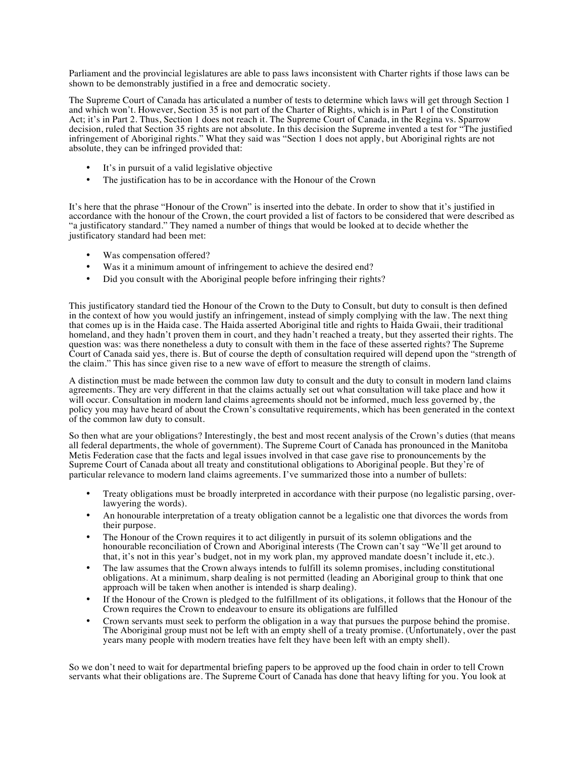Parliament and the provincial legislatures are able to pass laws inconsistent with Charter rights if those laws can be shown to be demonstrably justified in a free and democratic society.

The Supreme Court of Canada has articulated a number of tests to determine which laws will get through Section 1 and which won't. However, Section 35 is not part of the Charter of Rights, which is in Part 1 of the Constitution Act; it's in Part 2. Thus, Section 1 does not reach it. The Supreme Court of Canada, in the Regina vs. Sparrow decision, ruled that Section 35 rights are not absolute. In this decision the Supreme invented a test for "The justified infringement of Aboriginal rights." What they said was "Section 1 does not apply, but Aboriginal rights are not absolute, they can be infringed provided that:

- It's in pursuit of a valid legislative objective
- The justification has to be in accordance with the Honour of the Crown

It's here that the phrase "Honour of the Crown" is inserted into the debate. In order to show that it's justified in accordance with the honour of the Crown, the court provided a list of factors to be considered that were described as "a justificatory standard." They named a number of things that would be looked at to decide whether the justificatory standard had been met:

- Was compensation offered?
- Was it a minimum amount of infringement to achieve the desired end?
- Did you consult with the Aboriginal people before infringing their rights?

This justificatory standard tied the Honour of the Crown to the Duty to Consult, but duty to consult is then defined in the context of how you would justify an infringement, instead of simply complying with the law. The next thing that comes up is in the Haida case. The Haida asserted Aboriginal title and rights to Haida Gwaii, their traditional homeland, and they hadn't proven them in court, and they hadn't reached a treaty, but they asserted their rights. The question was: was there nonetheless a duty to consult with them in the face of these asserted rights? The Supreme Court of Canada said yes, there is. But of course the depth of consultation required will depend upon the "strength of the claim." This has since given rise to a new wave of effort to measure the strength of claims.

A distinction must be made between the common law duty to consult and the duty to consult in modern land claims agreements. They are very different in that the claims actually set out what consultation will take place and how it will occur. Consultation in modern land claims agreements should not be informed, much less governed by, the policy you may have heard of about the Crown's consultative requirements, which has been generated in the context of the common law duty to consult.

So then what are your obligations? Interestingly, the best and most recent analysis of the Crown's duties (that means all federal departments, the whole of government). The Supreme Court of Canada has pronounced in the Manitoba Metis Federation case that the facts and legal issues involved in that case gave rise to pronouncements by the Supreme Court of Canada about all treaty and constitutional obligations to Aboriginal people. But they're of particular relevance to modern land claims agreements. I've summarized those into a number of bullets:

- Treaty obligations must be broadly interpreted in accordance with their purpose (no legalistic parsing, over-lawyering the words).
- An honourable interpretation of a treaty obligation cannot be a legalistic one that divorces the words from their purpose.
- The Honour of the Crown requires it to act diligently in pursuit of its solemn obligations and the honourable reconciliation of Crown and Aboriginal interests (The Crown can't say "We'll get around to that, it's not in this year's budget, not in my work plan, my approved mandate doesn't include it, etc.).
- The law assumes that the Crown always intends to fulfill its solemn promises, including constitutional obligations. At a minimum, sharp dealing is not permitted (leading an Aboriginal group to think that one approach will be taken when another is intended is sharp dealing).
- If the Honour of the Crown is pledged to the fulfillment of its obligations, it follows that the Honour of the Crown requires the Crown to endeavour to ensure its obligations are fulfilled
- Crown servants must seek to perform the obligation in a way that pursues the purpose behind the promise. The Aboriginal group must not be left with an empty shell of a treaty promise. (Unfortunately, over the past years many people with modern treaties have felt they have been left with an empty shell).

So we don't need to wait for departmental briefing papers to be approved up the food chain in order to tell Crown servants what their obligations are. The Supreme Court of Canada has done that heavy lifting for you. You look at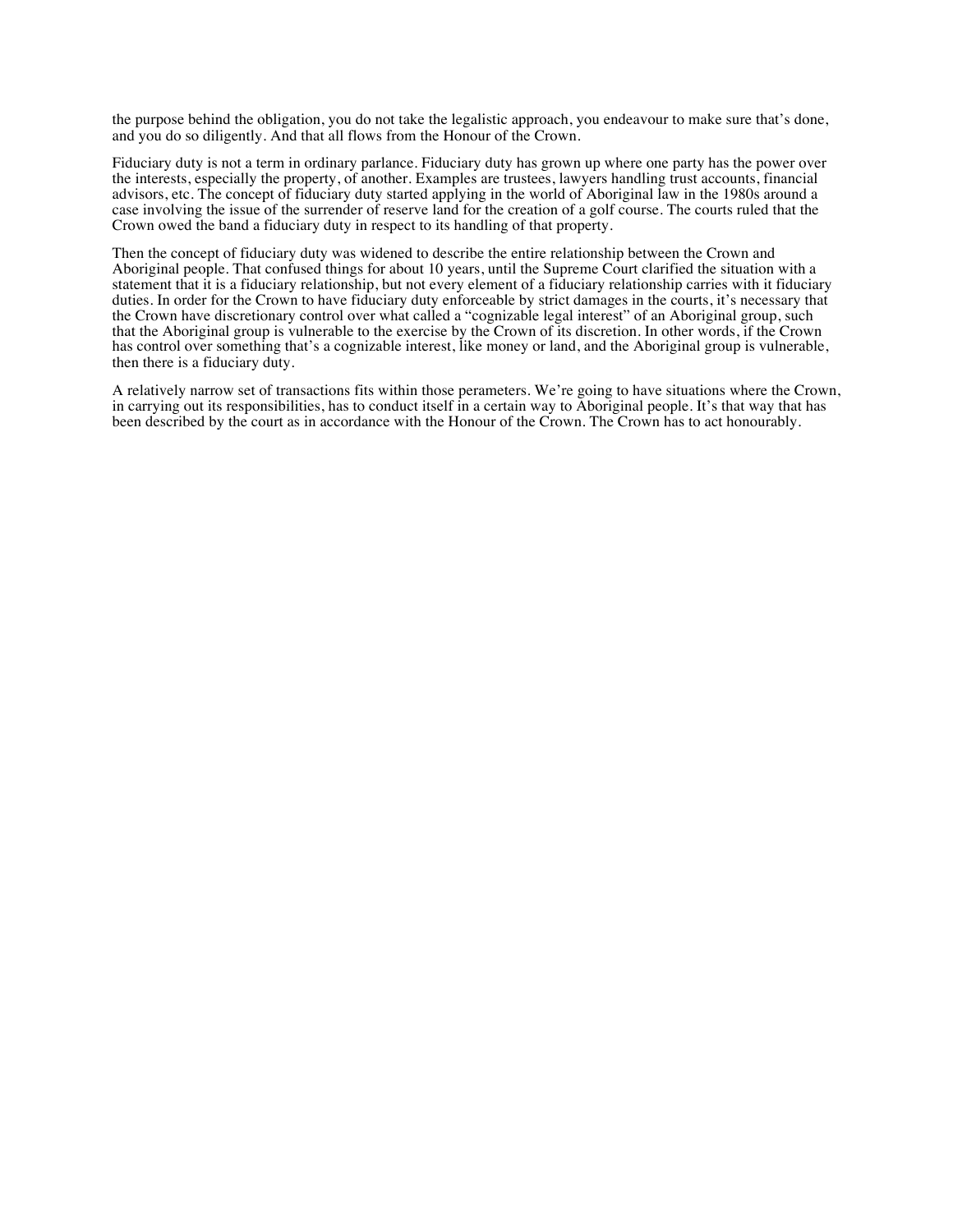the purpose behind the obligation, you do not take the legalistic approach, you endeavour to make sure that's done, and you do so diligently. And that all flows from the Honour of the Crown.

Fiduciary duty is not a term in ordinary parlance. Fiduciary duty has grown up where one party has the power over the interests, especially the property, of another. Examples are trustees, lawyers handling trust accounts, financial advisors, etc. The concept of fiduciary duty started applying in the world of Aboriginal law in the 1980s around a case involving the issue of the surrender of reserve land for the creation of a golf course. The courts ruled that the Crown owed the band a fiduciary duty in respect to its handling of that property.

Then the concept of fiduciary duty was widened to describe the entire relationship between the Crown and Aboriginal people. That confused things for about 10 years, until the Supreme Court clarified the situation with a statement that it is a fiduciary relationship, but not every element of a fiduciary relationship carries with it fiduciary duties. In order for the Crown to have fiduciary duty enforceable by strict damages in the courts, it's necessary that the Crown have discretionary control over what called a "cognizable legal interest" of an Aboriginal group, such that the Aboriginal group is vulnerable to the exercise by the Crown of its discretion. In other words, if the Crown has control over something that's a cognizable interest, like money or land, and the Aboriginal group is vulnerable, then there is a fiduciary duty.

A relatively narrow set of transactions fits within those perameters. We're going to have situations where the Crown, in carrying out its responsibilities, has to conduct itself in a certain way to Aboriginal people. It's that way that has been described by the court as in accordance with the Honour of the Crown. The Crown has to act honourably.